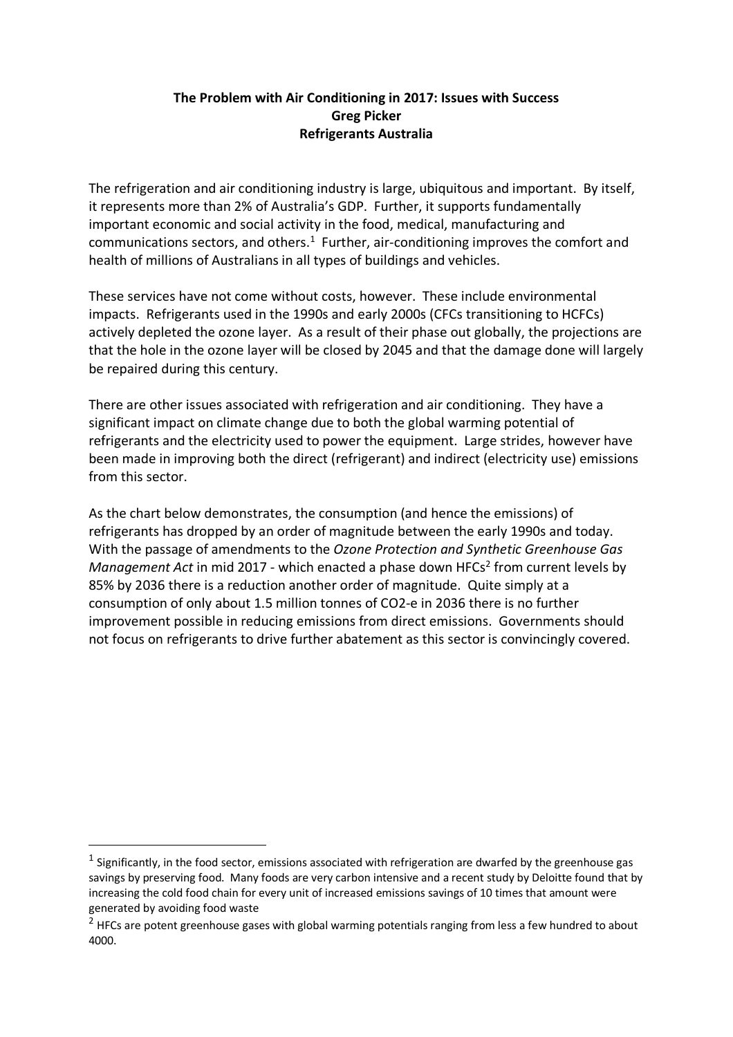**The Problem with Air Conditioning in 2017: Issues with Success**
**Greg Picker**
**Refrigerants Australia**

The refrigeration and air conditioning industry is large, ubiquitous and important. By itself, it represents more than 2% of Australia's GDP. Further, it supports fundamentally important economic and social activity in the food, medical, manufacturing and communications sectors, and others.[1] Further, air-conditioning improves the comfort and health of millions of Australians in all types of buildings and vehicles.

These services have not come without costs, however. These include environmental impacts. Refrigerants used in the 1990s and early 2000s (CFCs transitioning to HCFCs) actively depleted the ozone layer. As a result of their phase out globally, the projections are that the hole in the ozone layer will be closed by 2045 and that the damage done will largely be repaired during this century.

There are other issues associated with refrigeration and air conditioning. They have a significant impact on climate change due to both the global warming potential of refrigerants and the electricity used to power the equipment. Large strides, however have been made in improving both the direct (refrigerant) and indirect (electricity use) emissions from this sector.

As the chart below demonstrates, the consumption (and hence the emissions) of refrigerants has dropped by an order of magnitude between the early 1990s and today. With the passage of amendments to the *Ozone Protection and Synthetic Greenhouse Gas Management Act* in mid 2017 - which enacted a phase down HFCs[2] from current levels by 85% by 2036 there is a reduction another order of magnitude. Quite simply at a consumption of only about 1.5 million tonnes of CO2-e in 2036 there is no further improvement possible in reducing emissions from direct emissions. Governments should not focus on refrigerants to drive further abatement as this sector is convincingly covered.

---

[1] Significantly, in the food sector, emissions associated with refrigeration are dwarfed by the greenhouse gas savings by preserving food. Many foods are very carbon intensive and a recent study by Deloitte found that by increasing the cold food chain for every unit of increased emissions savings of 10 times that amount were generated by avoiding food waste

[2] HFCs are potent greenhouse gases with global warming potentials ranging from less a few hundred to about 4000.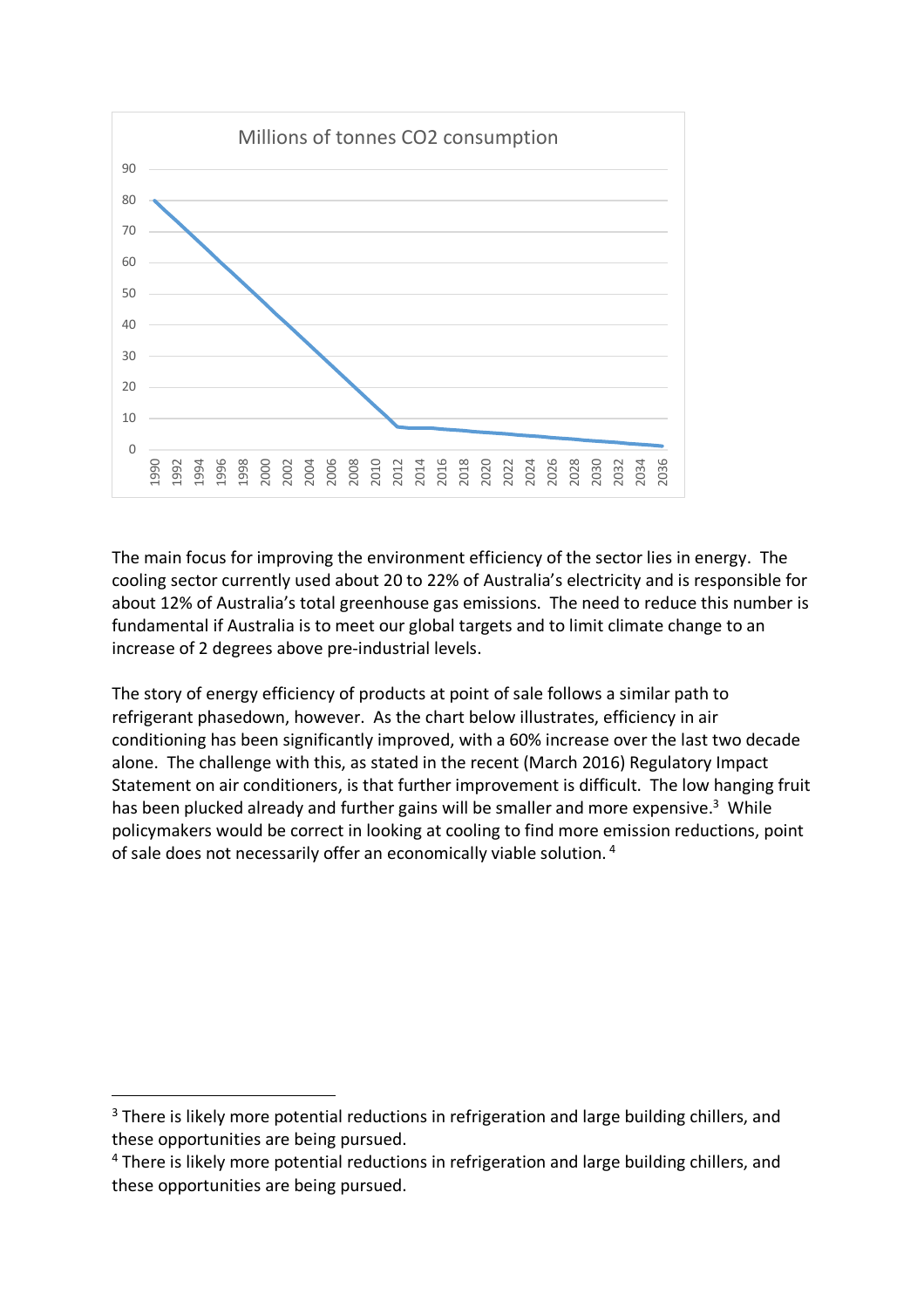Millions of tonnes CO2 consumption

The main focus for improving the environment efficiency of the sector lies in energy. The cooling sector currently used about 20 to 22% of Australia's electricity and is responsible for about 12% of Australia's total greenhouse gas emissions. The need to reduce this number is fundamental if Australia is to meet our global targets and to limit climate change to an increase of 2 degrees above pre-industrial levels.

The story of energy efficiency of products at point of sale follows a similar path to refrigerant phasedown, however. As the chart below illustrates, efficiency in air conditioning has been significantly improved, with a 60% increase over the last two decade alone. The challenge with this, as stated in the recent (March 2016) Regulatory Impact Statement on air conditioners, is that further improvement is difficult. The low hanging fruit has been plucked already and further gains will be smaller and more expensive.[3] While policymakers would be correct in looking at cooling to find more emission reductions, point of sale does not necessarily offer an economically viable solution. [4]

---

[3] There is likely more potential reductions in refrigeration and large building chillers, and these opportunities are being pursued.

[4] There is likely more potential reductions in refrigeration and large building chillers, and these opportunities are being pursued.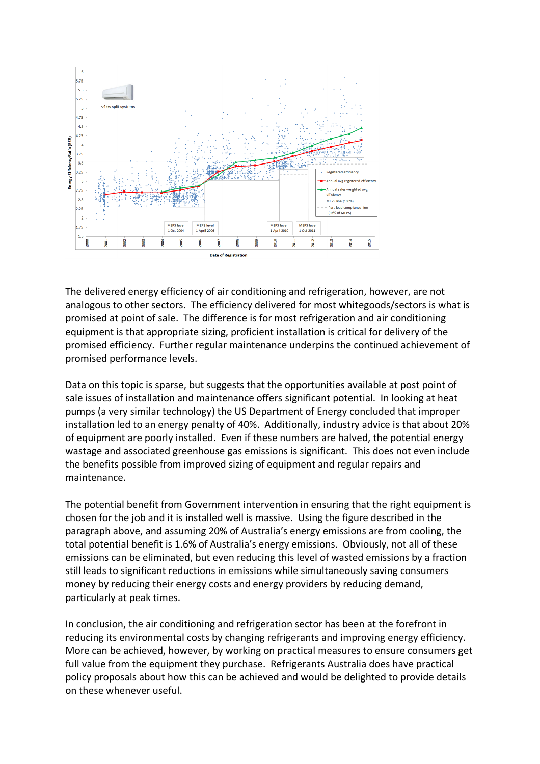<4kw split systems

Energy Efficiency Ratio (EER)

6
5.75
5.5
5.25
5
4.75
4.5
4.25
4
3.75
3.5
3.25
3
2.75
2.5
2.25
2
1.75
1.5

MEPS level 1 Oct 2004
MEPS level 1 April 2006
MEPS level 1 April 2010
MEPS level 1 Oct 2011

Registered efficiency
Annual avg registered efficiency
Annual sales weighted avg efficiency
MEPS line (100%)
Part-load compliance line (95% of MEPS)

2000
2001
2002
2003
2004
2005
2006
2007
2008
2009
2010
2011
2012
2013
2014
2015

Date of Registration

The delivered energy efficiency of air conditioning and refrigeration, however, are not analogous to other sectors. The efficiency delivered for most whitegoods/sectors is what is promised at point of sale. The difference is for most refrigeration and air conditioning equipment is that appropriate sizing, proficient installation is critical for delivery of the promised efficiency. Further regular maintenance underpins the continued achievement of promised performance levels.

Data on this topic is sparse, but suggests that the opportunities available at post point of sale issues of installation and maintenance offers significant potential. In looking at heat pumps (a very similar technology) the US Department of Energy concluded that improper installation led to an energy penalty of 40%. Additionally, industry advice is that about 20% of equipment are poorly installed. Even if these numbers are halved, the potential energy wastage and associated greenhouse gas emissions is significant. This does not even include the benefits possible from improved sizing of equipment and regular repairs and maintenance.

The potential benefit from Government intervention in ensuring that the right equipment is chosen for the job and it is installed well is massive. Using the figure described in the paragraph above, and assuming 20% of Australia's energy emissions are from cooling, the total potential benefit is 1.6% of Australia's energy emissions. Obviously, not all of these emissions can be eliminated, but even reducing this level of wasted emissions by a fraction still leads to significant reductions in emissions while simultaneously saving consumers money by reducing their energy costs and energy providers by reducing demand, particularly at peak times.

In conclusion, the air conditioning and refrigeration sector has been at the forefront in reducing its environmental costs by changing refrigerants and improving energy efficiency. More can be achieved, however, by working on practical measures to ensure consumers get full value from the equipment they purchase. Refrigerants Australia does have practical policy proposals about how this can be achieved and would be delighted to provide details on these whenever useful.